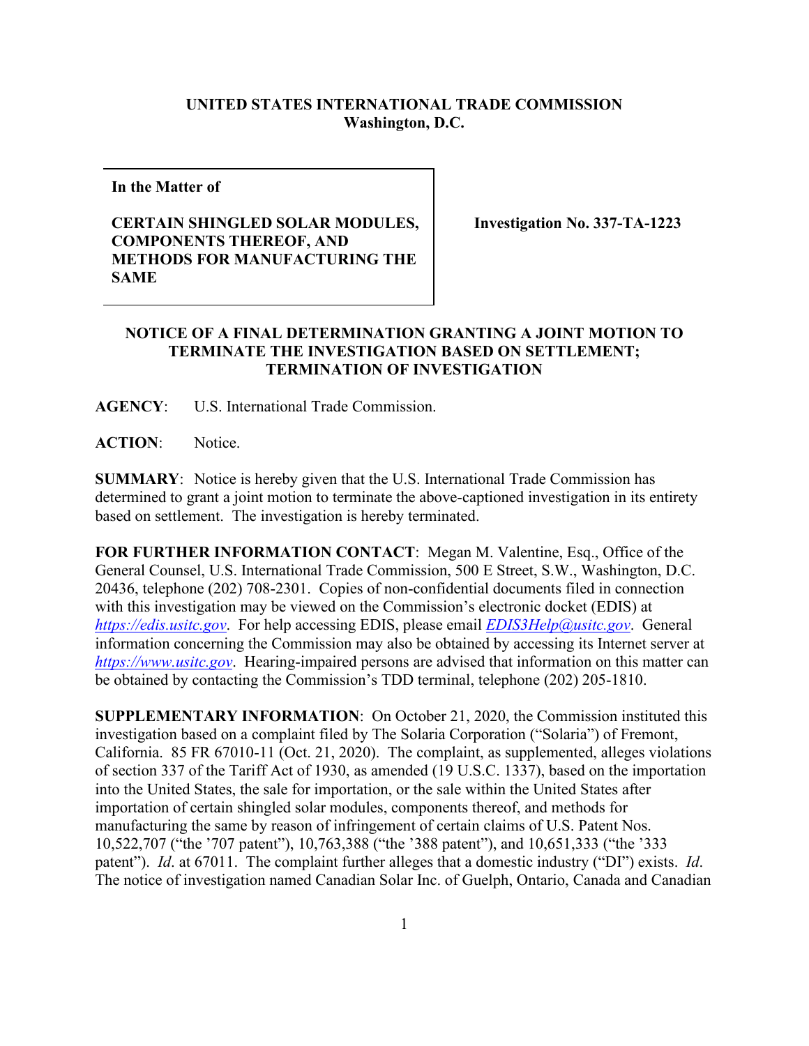**UNITED STATES INTERNATIONAL TRADE COMMISSION**
**Washington, D.C.**

| **In the Matter of**<br><br>**CERTAIN SHINGLED SOLAR MODULES, COMPONENTS THEREOF, AND METHODS FOR MANUFACTURING THE SAME** | **Investigation No. 337-TA-1223** |
| --- | --- |

**NOTICE OF A FINAL DETERMINATION GRANTING A JOINT MOTION TO TERMINATE THE INVESTIGATION BASED ON SETTLEMENT; TERMINATION OF INVESTIGATION**

**AGENCY**: U.S. International Trade Commission.

**ACTION**: Notice.

**SUMMARY**: Notice is hereby given that the U.S. International Trade Commission has determined to grant a joint motion to terminate the above-captioned investigation in its entirety based on settlement. The investigation is hereby terminated.

**FOR FURTHER INFORMATION CONTACT**: Megan M. Valentine, Esq., Office of the General Counsel, U.S. International Trade Commission, 500 E Street, S.W., Washington, D.C. 20436, telephone (202) 708-2301. Copies of non-confidential documents filed in connection with this investigation may be viewed on the Commission's electronic docket (EDIS) at *https://edis.usitc.gov*. For help accessing EDIS, please email *EDIS3Help@usitc.gov*. General information concerning the Commission may also be obtained by accessing its Internet server at *https://www.usitc.gov*. Hearing-impaired persons are advised that information on this matter can be obtained by contacting the Commission's TDD terminal, telephone (202) 205-1810.

**SUPPLEMENTARY INFORMATION**: On October 21, 2020, the Commission instituted this investigation based on a complaint filed by The Solaria Corporation ("Solaria") of Fremont, California. 85 FR 67010-11 (Oct. 21, 2020). The complaint, as supplemented, alleges violations of section 337 of the Tariff Act of 1930, as amended (19 U.S.C. 1337), based on the importation into the United States, the sale for importation, or the sale within the United States after importation of certain shingled solar modules, components thereof, and methods for manufacturing the same by reason of infringement of certain claims of U.S. Patent Nos. 10,522,707 ("the '707 patent"), 10,763,388 ("the '388 patent"), and 10,651,333 ("the '333 patent"). *Id*. at 67011. The complaint further alleges that a domestic industry ("DI") exists. *Id*. The notice of investigation named Canadian Solar Inc. of Guelph, Ontario, Canada and Canadian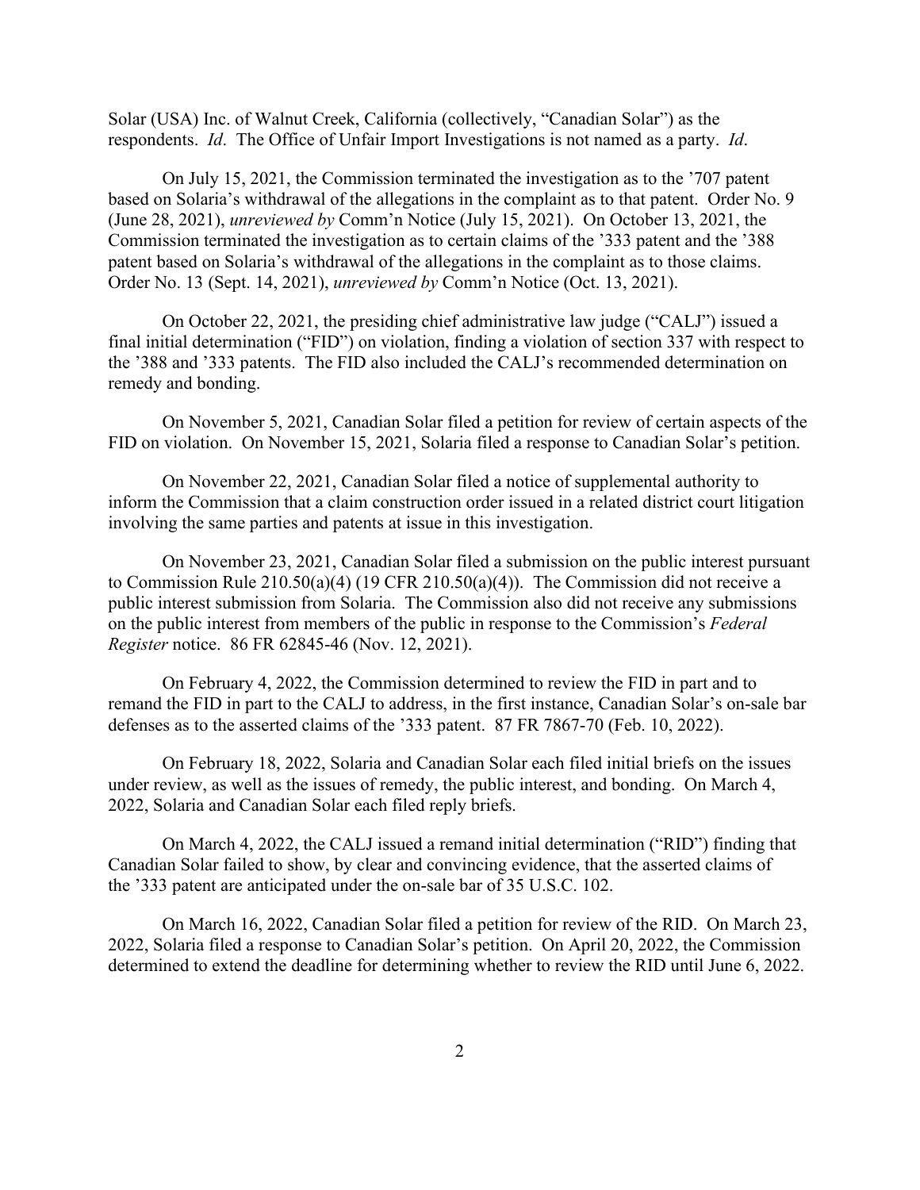Solar (USA) Inc. of Walnut Creek, California (collectively, "Canadian Solar") as the respondents. *Id*. The Office of Unfair Import Investigations is not named as a party. *Id*.

On July 15, 2021, the Commission terminated the investigation as to the '707 patent based on Solaria's withdrawal of the allegations in the complaint as to that patent. Order No. 9 (June 28, 2021), *unreviewed by* Comm'n Notice (July 15, 2021). On October 13, 2021, the Commission terminated the investigation as to certain claims of the '333 patent and the '388 patent based on Solaria's withdrawal of the allegations in the complaint as to those claims. Order No. 13 (Sept. 14, 2021), *unreviewed by* Comm'n Notice (Oct. 13, 2021).

On October 22, 2021, the presiding chief administrative law judge ("CALJ") issued a final initial determination ("FID") on violation, finding a violation of section 337 with respect to the '388 and '333 patents. The FID also included the CALJ's recommended determination on remedy and bonding.

On November 5, 2021, Canadian Solar filed a petition for review of certain aspects of the FID on violation. On November 15, 2021, Solaria filed a response to Canadian Solar's petition.

On November 22, 2021, Canadian Solar filed a notice of supplemental authority to inform the Commission that a claim construction order issued in a related district court litigation involving the same parties and patents at issue in this investigation.

On November 23, 2021, Canadian Solar filed a submission on the public interest pursuant to Commission Rule 210.50(a)(4) (19 CFR 210.50(a)(4)). The Commission did not receive a public interest submission from Solaria. The Commission also did not receive any submissions on the public interest from members of the public in response to the Commission's *Federal Register* notice. 86 FR 62845-46 (Nov. 12, 2021).

On February 4, 2022, the Commission determined to review the FID in part and to remand the FID in part to the CALJ to address, in the first instance, Canadian Solar's on-sale bar defenses as to the asserted claims of the '333 patent. 87 FR 7867-70 (Feb. 10, 2022).

On February 18, 2022, Solaria and Canadian Solar each filed initial briefs on the issues under review, as well as the issues of remedy, the public interest, and bonding. On March 4, 2022, Solaria and Canadian Solar each filed reply briefs.

On March 4, 2022, the CALJ issued a remand initial determination ("RID") finding that Canadian Solar failed to show, by clear and convincing evidence, that the asserted claims of the '333 patent are anticipated under the on-sale bar of 35 U.S.C. 102.

On March 16, 2022, Canadian Solar filed a petition for review of the RID. On March 23, 2022, Solaria filed a response to Canadian Solar's petition. On April 20, 2022, the Commission determined to extend the deadline for determining whether to review the RID until June 6, 2022.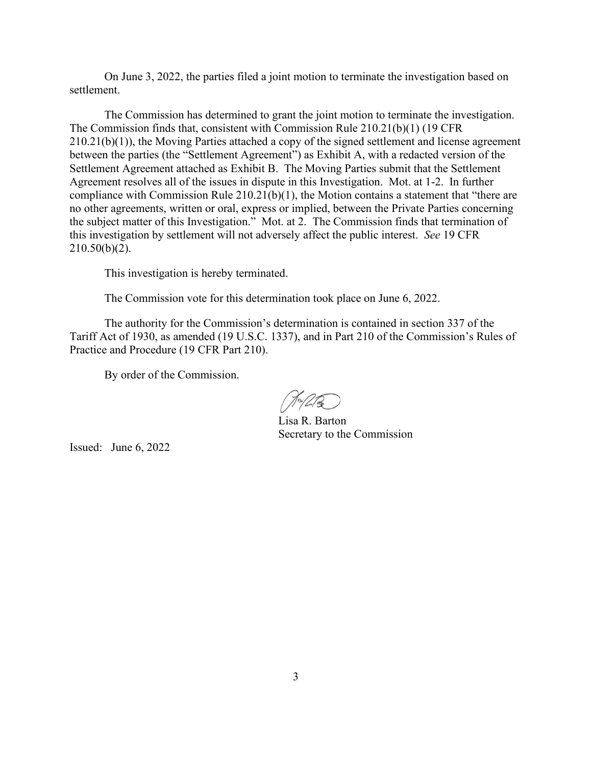On June 3, 2022, the parties filed a joint motion to terminate the investigation based on settlement.

The Commission has determined to grant the joint motion to terminate the investigation. The Commission finds that, consistent with Commission Rule 210.21(b)(1) (19 CFR 210.21(b)(1)), the Moving Parties attached a copy of the signed settlement and license agreement between the parties (the "Settlement Agreement") as Exhibit A, with a redacted version of the Settlement Agreement attached as Exhibit B. The Moving Parties submit that the Settlement Agreement resolves all of the issues in dispute in this Investigation. Mot. at 1-2. In further compliance with Commission Rule 210.21(b)(1), the Motion contains a statement that "there are no other agreements, written or oral, express or implied, between the Private Parties concerning the subject matter of this Investigation." Mot. at 2. The Commission finds that termination of this investigation by settlement will not adversely affect the public interest. *See* 19 CFR 210.50(b)(2).

This investigation is hereby terminated.

The Commission vote for this determination took place on June 6, 2022.

The authority for the Commission's determination is contained in section 337 of the Tariff Act of 1930, as amended (19 U.S.C. 1337), and in Part 210 of the Commission's Rules of Practice and Procedure (19 CFR Part 210).

By order of the Commission.

Lisa R. Barton
Secretary to the Commission

Issued: June 6, 2022